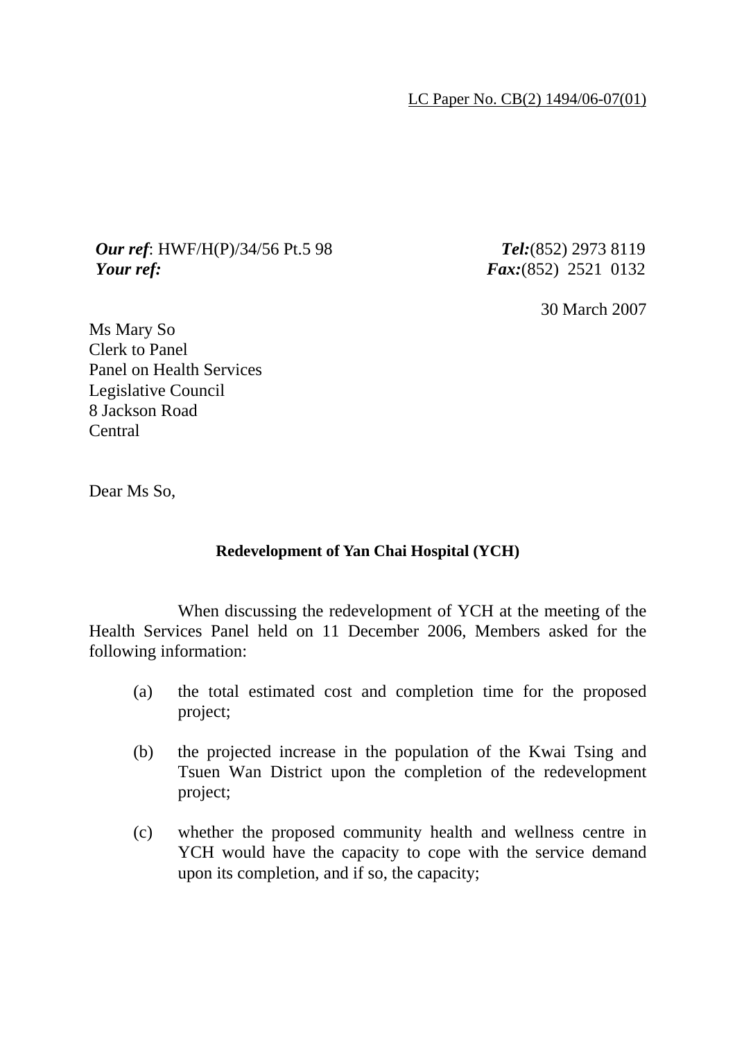LC Paper No. CB(2) 1494/06-07(01)

***Our ref***: HWF/H(P)/34/56 Pt.5 98
***Your ref:***

***Tel:***(852) 2973 8119
***Fax:***(852) 2521 0132

30 March 2007

Ms Mary So
Clerk to Panel
Panel on Health Services
Legislative Council
8 Jackson Road
Central

Dear Ms So,

**Redevelopment of Yan Chai Hospital (YCH)**

When discussing the redevelopment of YCH at the meeting of the Health Services Panel held on 11 December 2006, Members asked for the following information:

(a) the total estimated cost and completion time for the proposed project;

(b) the projected increase in the population of the Kwai Tsing and Tsuen Wan District upon the completion of the redevelopment project;

(c) whether the proposed community health and wellness centre in YCH would have the capacity to cope with the service demand upon its completion, and if so, the capacity;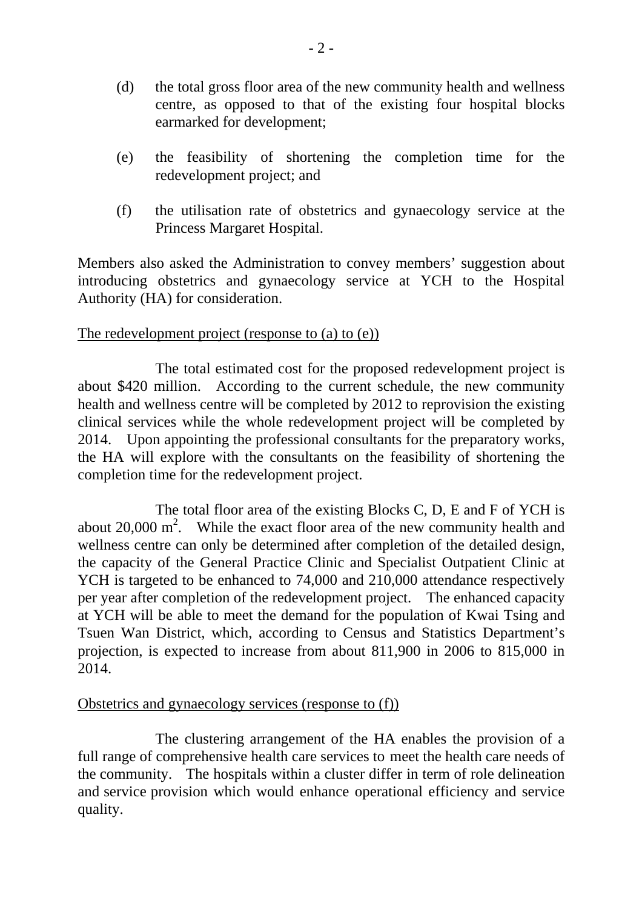(d) the total gross floor area of the new community health and wellness centre, as opposed to that of the existing four hospital blocks earmarked for development;

(e) the feasibility of shortening the completion time for the redevelopment project; and

(f) the utilisation rate of obstetrics and gynaecology service at the Princess Margaret Hospital.

Members also asked the Administration to convey members' suggestion about introducing obstetrics and gynaecology service at YCH to the Hospital Authority (HA) for consideration.

The redevelopment project (response to (a) to (e))

The total estimated cost for the proposed redevelopment project is about $420 million. According to the current schedule, the new community health and wellness centre will be completed by 2012 to reprovision the existing clinical services while the whole redevelopment project will be completed by 2014. Upon appointing the professional consultants for the preparatory works, the HA will explore with the consultants on the feasibility of shortening the completion time for the redevelopment project.

The total floor area of the existing Blocks C, D, E and F of YCH is about 20,000 $m^2$. While the exact floor area of the new community health and wellness centre can only be determined after completion of the detailed design, the capacity of the General Practice Clinic and Specialist Outpatient Clinic at YCH is targeted to be enhanced to 74,000 and 210,000 attendance respectively per year after completion of the redevelopment project. The enhanced capacity at YCH will be able to meet the demand for the population of Kwai Tsing and Tsuen Wan District, which, according to Census and Statistics Department's projection, is expected to increase from about 811,900 in 2006 to 815,000 in 2014.

Obstetrics and gynaecology services (response to (f))

The clustering arrangement of the HA enables the provision of a full range of comprehensive health care services to meet the health care needs of the community. The hospitals within a cluster differ in term of role delineation and service provision which would enhance operational efficiency and service quality.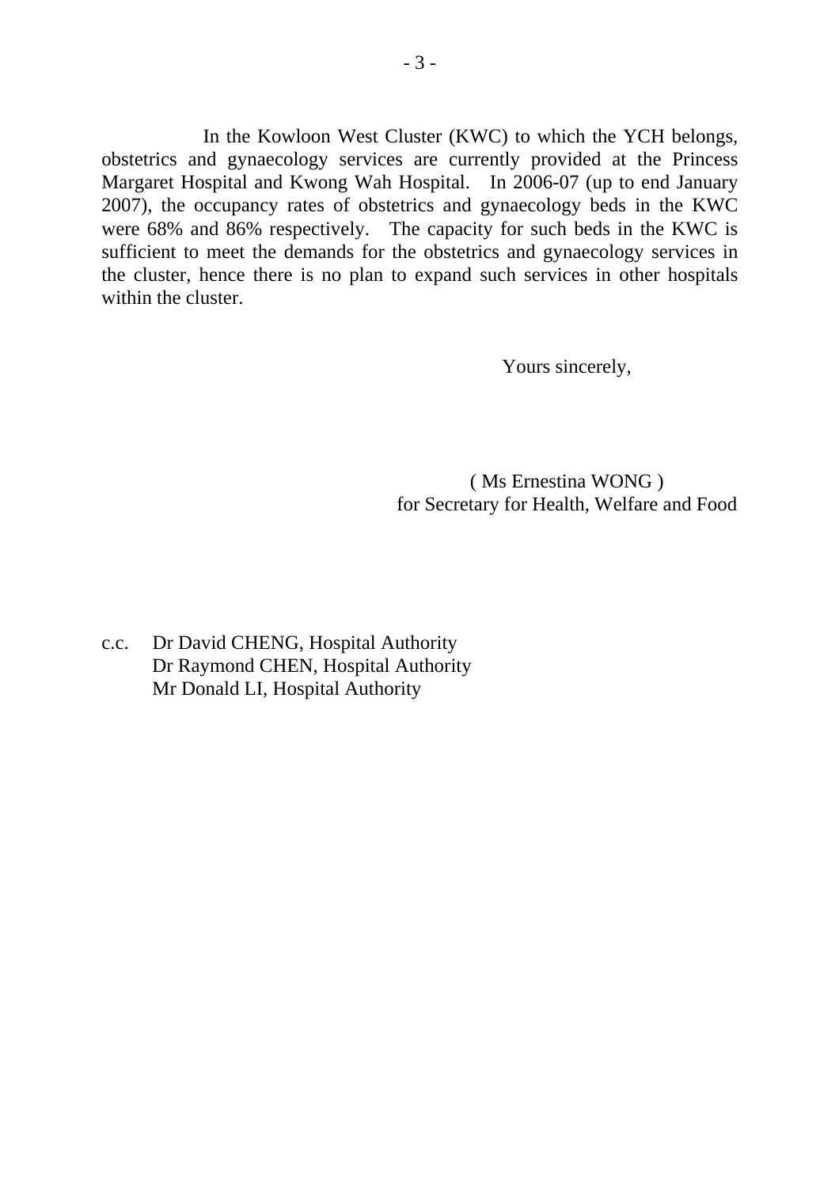In the Kowloon West Cluster (KWC) to which the YCH belongs, obstetrics and gynaecology services are currently provided at the Princess Margaret Hospital and Kwong Wah Hospital. In 2006-07 (up to end January 2007), the occupancy rates of obstetrics and gynaecology beds in the KWC were 68% and 86% respectively. The capacity for such beds in the KWC is sufficient to meet the demands for the obstetrics and gynaecology services in the cluster, hence there is no plan to expand such services in other hospitals within the cluster.

Yours sincerely,

( Ms Ernestina WONG )
for Secretary for Health, Welfare and Food

c.c. Dr David CHENG, Hospital Authority
Dr Raymond CHEN, Hospital Authority
Mr Donald LI, Hospital Authority